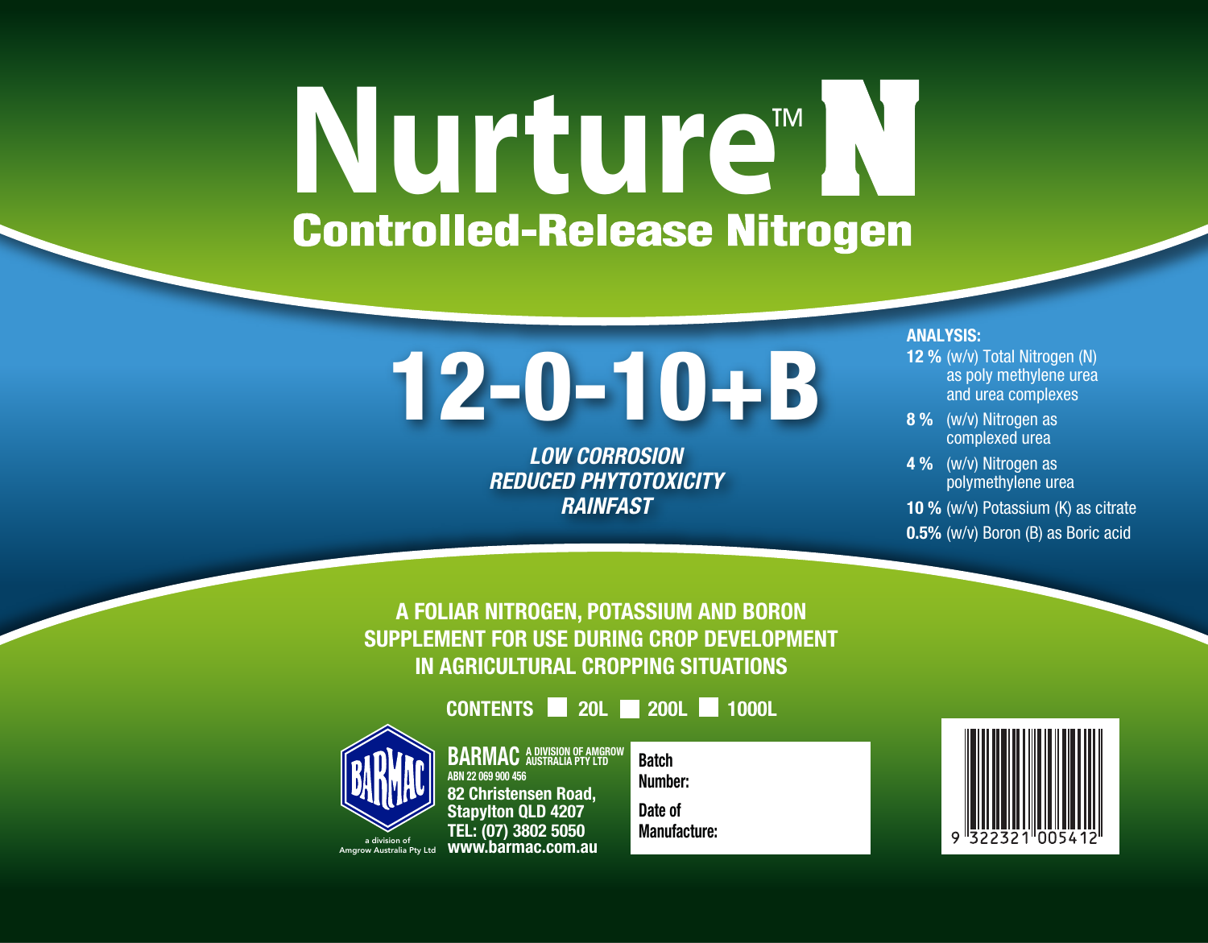# Nurture™ N

## Controlled-Release Nitrogen

# 12-0-10+B

***LOW CORROSION***
***REDUCED PHYTOTOXICITY***
***RAINFAST***

**ANALYSIS:**

- **12 %** (w/v) Total Nitrogen (N) as poly methylene urea and urea complexes
- **8 %** (w/v) Nitrogen as complexed urea
- **4 %** (w/v) Nitrogen as polymethylene urea
- **10 %** (w/v) Potassium (K) as citrate
- **0.5%** (w/v) Boron (B) as Boric acid

**A FOLIAR NITROGEN, POTASSIUM AND BORON SUPPLEMENT FOR USE DURING CROP DEVELOPMENT IN AGRICULTURAL CROPPING SITUATIONS**

**CONTENTS** ☐ **20L** ☐ **200L** ☐ **1000L**

BARMAC
a division of Amgrow Australia Pty Ltd

**BARMAC** A DIVISION OF AMGROW AUSTRALIA PTY LTD
ABN 22 069 900 456
**82 Christensen Road,**
**Stapylton QLD 4207**
**TEL: (07) 3802 5050**
**www.barmac.com.au**

**Batch Number:**

**Date of Manufacture:**

9 322321 005412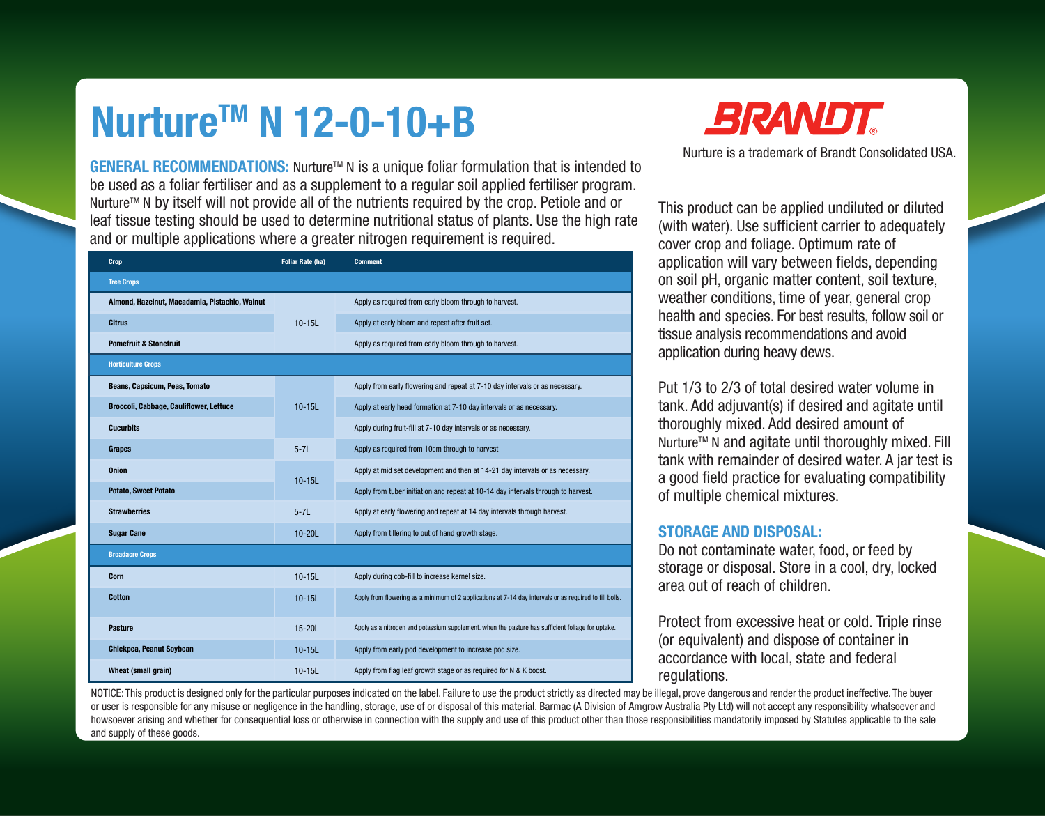# Nurture™ N 12-0-10+B

**GENERAL RECOMMENDATIONS:** Nurture™ N is a unique foliar formulation that is intended to be used as a foliar fertiliser and as a supplement to a regular soil applied fertiliser program. Nurture™ N by itself will not provide all of the nutrients required by the crop. Petiole and or leaf tissue testing should be used to determine nutritional status of plants. Use the high rate and or multiple applications where a greater nitrogen requirement is required.

| Crop | Foliar Rate (ha) | Comment |
|---|---|---|
| **Tree Crops** | | |
| Almond, Hazelnut, Macadamia, Pistachio, Walnut | 10-15L | Apply as required from early bloom through to harvest. |
| Citrus | 10-15L | Apply at early bloom and repeat after fruit set. |
| Pomefruit & Stonefruit | 10-15L | Apply as required from early bloom through to harvest. |
| **Horticulture Crops** | | |
| Beans, Capsicum, Peas, Tomato | 10-15L | Apply from early flowering and repeat at 7-10 day intervals or as necessary. |
| Broccoli, Cabbage, Cauliflower, Lettuce | 10-15L | Apply at early head formation at 7-10 day intervals or as necessary. |
| Cucurbits | 10-15L | Apply during fruit-fill at 7-10 day intervals or as necessary. |
| Grapes | 5-7L | Apply as required from 10cm through to harvest |
| Onion | 10-15L | Apply at mid set development and then at 14-21 day intervals or as necessary. |
| Potato, Sweet Potato | 10-15L | Apply from tuber initiation and repeat at 10-14 day intervals through to harvest. |
| Strawberries | 5-7L | Apply at early flowering and repeat at 14 day intervals through harvest. |
| Sugar Cane | 10-20L | Apply from tillering to out of hand growth stage. |
| **Broadacre Crops** | | |
| Corn | 10-15L | Apply during cob-fill to increase kernel size. |
| Cotton | 10-15L | Apply from flowering as a minimum of 2 applications at 7-14 day intervals or as required to fill bolls. |
| Pasture | 15-20L | Apply as a nitrogen and potassium supplement. when the pasture has sufficient foliage for uptake. |
| Chickpea, Peanut Soybean | 10-15L | Apply from early pod development to increase pod size. |
| Wheat (small grain) | 10-15L | Apply from flag leaf growth stage or as required for N & K boost. |

BRANDT®

Nurture is a trademark of Brandt Consolidated USA.

This product can be applied undiluted or diluted (with water). Use sufficient carrier to adequately cover crop and foliage. Optimum rate of application will vary between fields, depending on soil pH, organic matter content, soil texture, weather conditions, time of year, general crop health and species. For best results, follow soil or tissue analysis recommendations and avoid application during heavy dews.

Put 1/3 to 2/3 of total desired water volume in tank. Add adjuvant(s) if desired and agitate until thoroughly mixed. Add desired amount of Nurture™ N and agitate until thoroughly mixed. Fill tank with remainder of desired water. A jar test is a good field practice for evaluating compatibility of multiple chemical mixtures.

## STORAGE AND DISPOSAL:

Do not contaminate water, food, or feed by storage or disposal. Store in a cool, dry, locked area out of reach of children.

Protect from excessive heat or cold. Triple rinse (or equivalent) and dispose of container in accordance with local, state and federal regulations.

NOTICE: This product is designed only for the particular purposes indicated on the label. Failure to use the product strictly as directed may be illegal, prove dangerous and render the product ineffective. The buyer or user is responsible for any misuse or negligence in the handling, storage, use of or disposal of this material. Barmac (A Division of Amgrow Australia Pty Ltd) will not accept any responsibility whatsoever and howsoever arising and whether for consequential loss or otherwise in connection with the supply and use of this product other than those responsibilities mandatorily imposed by Statutes applicable to the sale and supply of these goods.